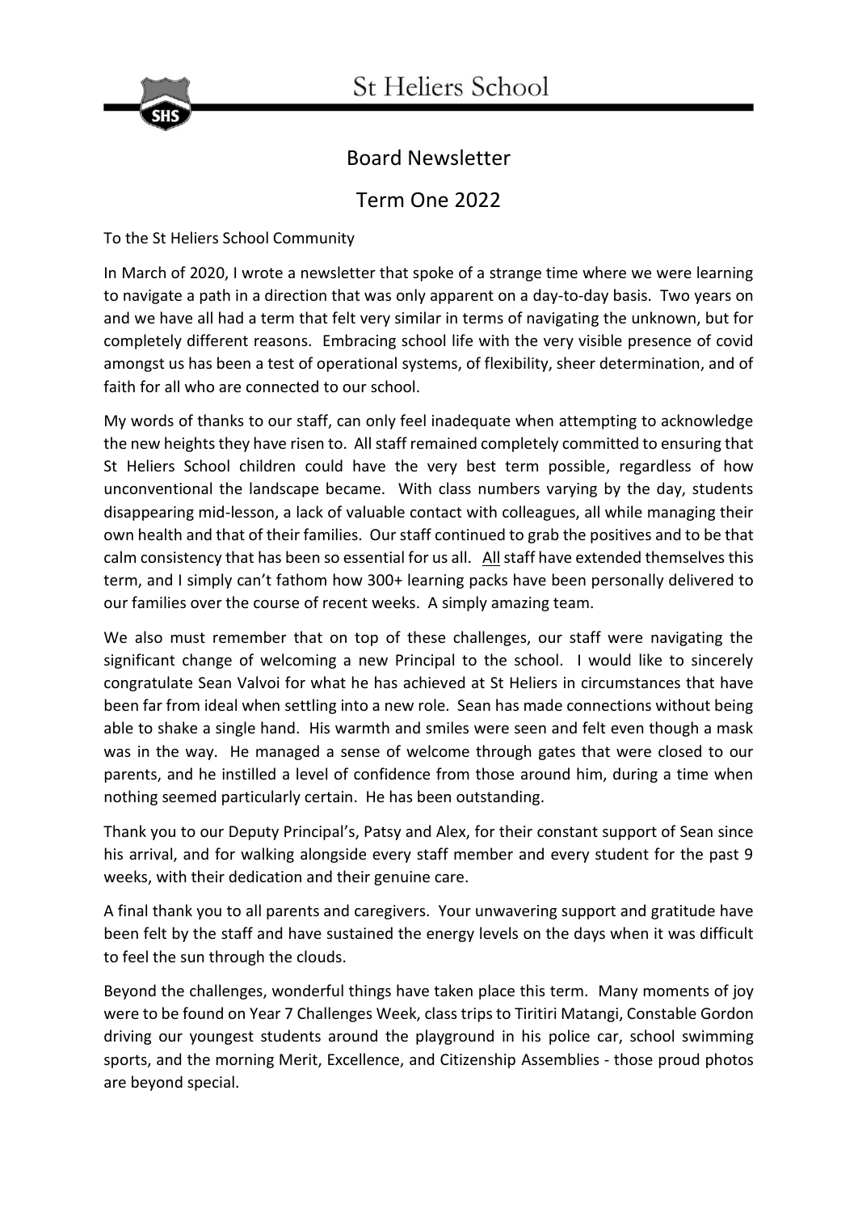# St Heliers School

## Board Newsletter

## Term One 2022

To the St Heliers School Community

In March of 2020, I wrote a newsletter that spoke of a strange time where we were learning to navigate a path in a direction that was only apparent on a day-to-day basis. Two years on and we have all had a term that felt very similar in terms of navigating the unknown, but for completely different reasons. Embracing school life with the very visible presence of covid amongst us has been a test of operational systems, of flexibility, sheer determination, and of faith for all who are connected to our school.

My words of thanks to our staff, can only feel inadequate when attempting to acknowledge the new heights they have risen to. All staff remained completely committed to ensuring that St Heliers School children could have the very best term possible, regardless of how unconventional the landscape became. With class numbers varying by the day, students disappearing mid-lesson, a lack of valuable contact with colleagues, all while managing their own health and that of their families. Our staff continued to grab the positives and to be that calm consistency that has been so essential for us all. <u>All</u> staff have extended themselves this term, and I simply can't fathom how 300+ learning packs have been personally delivered to our families over the course of recent weeks. A simply amazing team.

We also must remember that on top of these challenges, our staff were navigating the significant change of welcoming a new Principal to the school. I would like to sincerely congratulate Sean Valvoi for what he has achieved at St Heliers in circumstances that have been far from ideal when settling into a new role. Sean has made connections without being able to shake a single hand. His warmth and smiles were seen and felt even though a mask was in the way. He managed a sense of welcome through gates that were closed to our parents, and he instilled a level of confidence from those around him, during a time when nothing seemed particularly certain. He has been outstanding.

Thank you to our Deputy Principal's, Patsy and Alex, for their constant support of Sean since his arrival, and for walking alongside every staff member and every student for the past 9 weeks, with their dedication and their genuine care.

A final thank you to all parents and caregivers. Your unwavering support and gratitude have been felt by the staff and have sustained the energy levels on the days when it was difficult to feel the sun through the clouds.

Beyond the challenges, wonderful things have taken place this term. Many moments of joy were to be found on Year 7 Challenges Week, class trips to Tiritiri Matangi, Constable Gordon driving our youngest students around the playground in his police car, school swimming sports, and the morning Merit, Excellence, and Citizenship Assemblies - those proud photos are beyond special.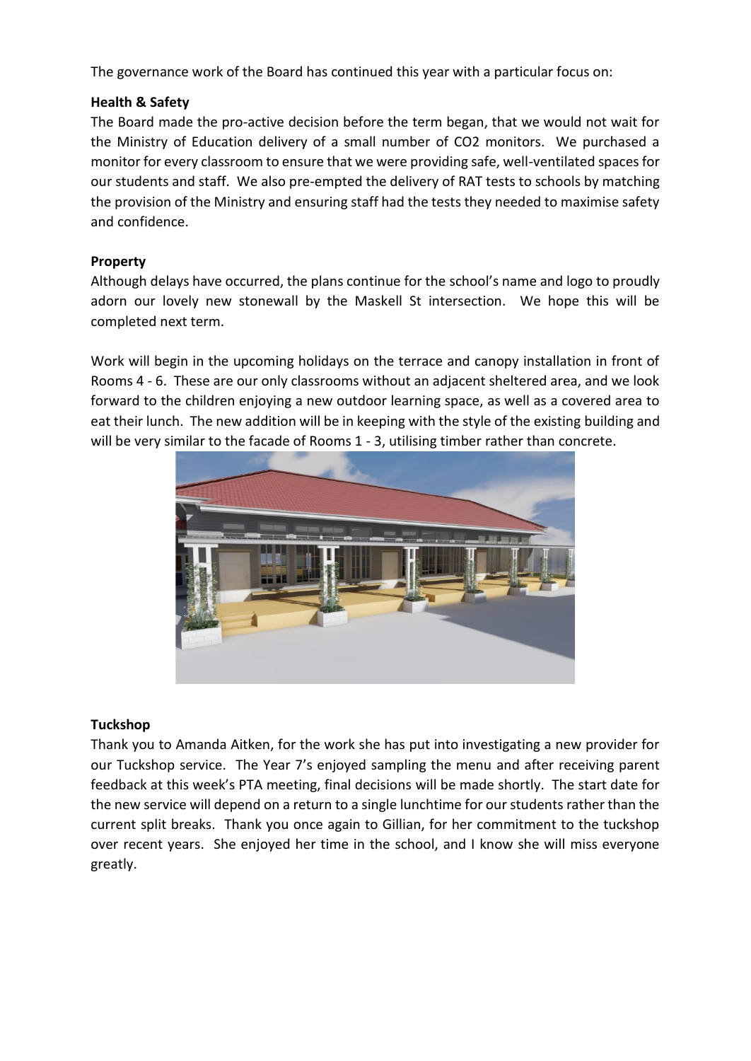The governance work of the Board has continued this year with a particular focus on:

**Health & Safety**

The Board made the pro-active decision before the term began, that we would not wait for the Ministry of Education delivery of a small number of $CO_2$ monitors. We purchased a monitor for every classroom to ensure that we were providing safe, well-ventilated spaces for our students and staff. We also pre-empted the delivery of RAT tests to schools by matching the provision of the Ministry and ensuring staff had the tests they needed to maximise safety and confidence.

**Property**

Although delays have occurred, the plans continue for the school's name and logo to proudly adorn our lovely new stonewall by the Maskell St intersection. We hope this will be completed next term.

Work will begin in the upcoming holidays on the terrace and canopy installation in front of Rooms 4 - 6. These are our only classrooms without an adjacent sheltered area, and we look forward to the children enjoying a new outdoor learning space, as well as a covered area to eat their lunch. The new addition will be in keeping with the style of the existing building and will be very similar to the facade of Rooms 1 - 3, utilising timber rather than concrete.

**Tuckshop**

Thank you to Amanda Aitken, for the work she has put into investigating a new provider for our Tuckshop service. The Year 7's enjoyed sampling the menu and after receiving parent feedback at this week's PTA meeting, final decisions will be made shortly. The start date for the new service will depend on a return to a single lunchtime for our students rather than the current split breaks. Thank you once again to Gillian, for her commitment to the tuckshop over recent years. She enjoyed her time in the school, and I know she will miss everyone greatly.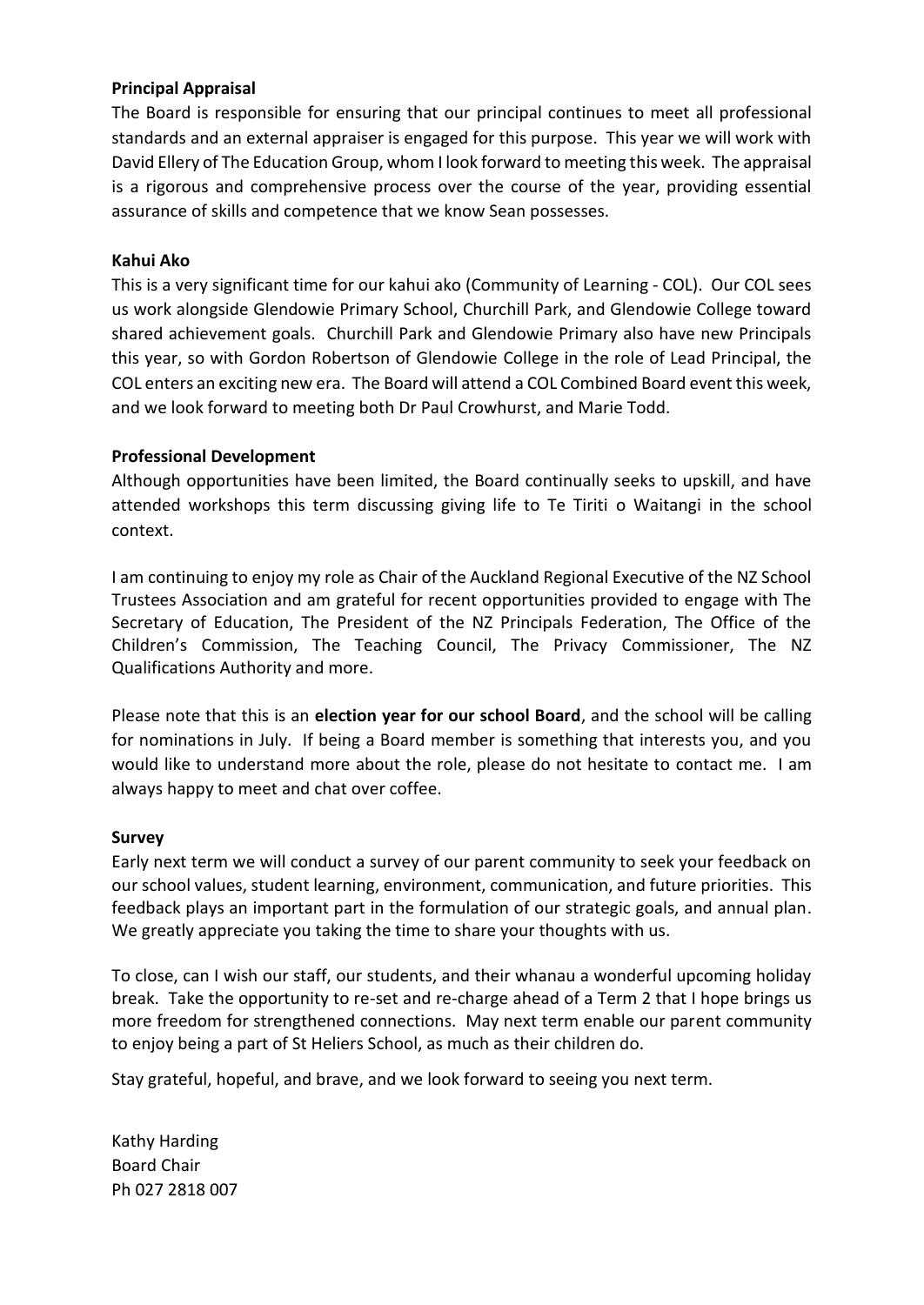**Principal Appraisal**

The Board is responsible for ensuring that our principal continues to meet all professional standards and an external appraiser is engaged for this purpose. This year we will work with David Ellery of The Education Group, whom I look forward to meeting this week. The appraisal is a rigorous and comprehensive process over the course of the year, providing essential assurance of skills and competence that we know Sean possesses.

**Kahui Ako**

This is a very significant time for our kahui ako (Community of Learning - COL). Our COL sees us work alongside Glendowie Primary School, Churchill Park, and Glendowie College toward shared achievement goals. Churchill Park and Glendowie Primary also have new Principals this year, so with Gordon Robertson of Glendowie College in the role of Lead Principal, the COL enters an exciting new era. The Board will attend a COL Combined Board event this week, and we look forward to meeting both Dr Paul Crowhurst, and Marie Todd.

**Professional Development**

Although opportunities have been limited, the Board continually seeks to upskill, and have attended workshops this term discussing giving life to Te Tiriti o Waitangi in the school context.

I am continuing to enjoy my role as Chair of the Auckland Regional Executive of the NZ School Trustees Association and am grateful for recent opportunities provided to engage with The Secretary of Education, The President of the NZ Principals Federation, The Office of the Children's Commission, The Teaching Council, The Privacy Commissioner, The NZ Qualifications Authority and more.

Please note that this is an **election year for our school Board**, and the school will be calling for nominations in July. If being a Board member is something that interests you, and you would like to understand more about the role, please do not hesitate to contact me. I am always happy to meet and chat over coffee.

**Survey**

Early next term we will conduct a survey of our parent community to seek your feedback on our school values, student learning, environment, communication, and future priorities. This feedback plays an important part in the formulation of our strategic goals, and annual plan. We greatly appreciate you taking the time to share your thoughts with us.

To close, can I wish our staff, our students, and their whanau a wonderful upcoming holiday break. Take the opportunity to re-set and re-charge ahead of a Term 2 that I hope brings us more freedom for strengthened connections. May next term enable our parent community to enjoy being a part of St Heliers School, as much as their children do.

Stay grateful, hopeful, and brave, and we look forward to seeing you next term.

Kathy Harding
Board Chair
Ph 027 2818 007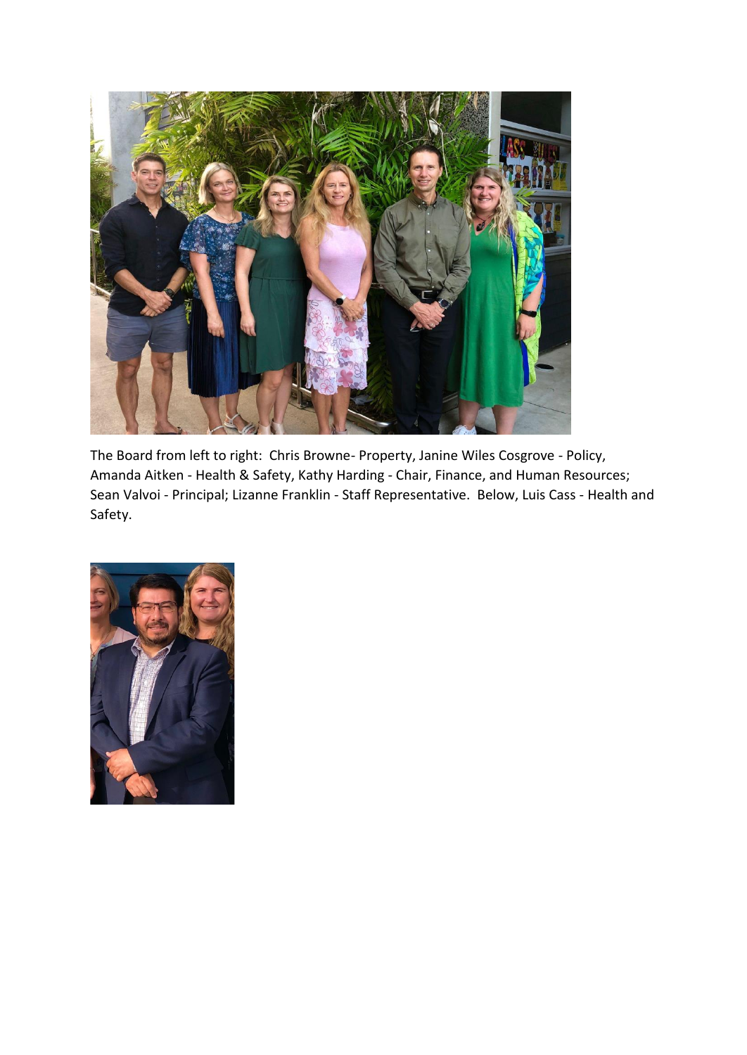The Board from left to right: Chris Browne- Property, Janine Wiles Cosgrove - Policy, Amanda Aitken - Health & Safety, Kathy Harding - Chair, Finance, and Human Resources; Sean Valvoi - Principal; Lizanne Franklin - Staff Representative. Below, Luis Cass - Health and Safety.